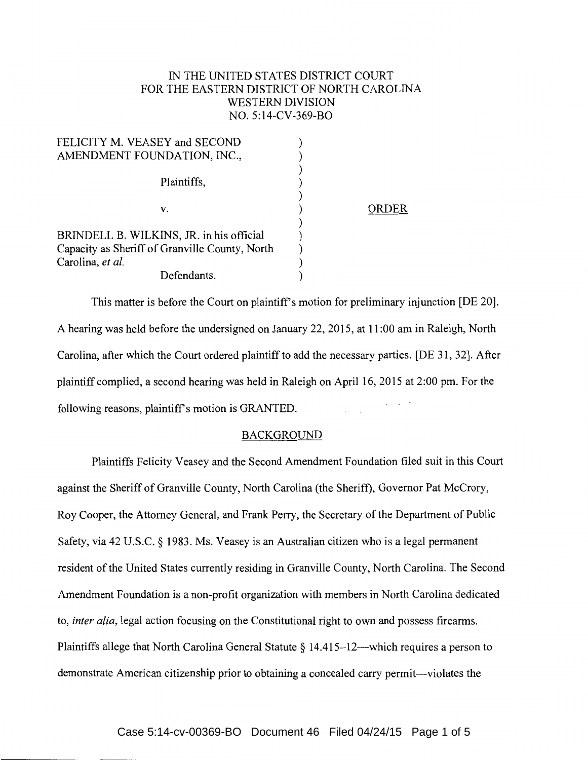IN THE UNITED STATES DISTRICT COURT
FOR THE EASTERN DISTRICT OF NORTH CAROLINA
WESTERN DIVISION
NO. 5:14-CV-369-BO

FELICITY M. VEASEY and SECOND AMENDMENT FOUNDATION, INC.,

Plaintiffs,

v.

BRINDELL B. WILKINS, JR. in his official Capacity as Sheriff of Granville County, North Carolina, *et al.*

Defendants.

ORDER

This matter is before the Court on plaintiff's motion for preliminary injunction [DE 20]. A hearing was held before the undersigned on January 22, 2015, at 11:00 am in Raleigh, North Carolina, after which the Court ordered plaintiff to add the necessary parties. [DE 31, 32]. After plaintiff complied, a second hearing was held in Raleigh on April 16, 2015 at 2:00 pm. For the following reasons, plaintiff's motion is GRANTED.

## BACKGROUND

Plaintiffs Felicity Veasey and the Second Amendment Foundation filed suit in this Court against the Sheriff of Granville County, North Carolina (the Sheriff), Governor Pat McCrory, Roy Cooper, the Attorney General, and Frank Perry, the Secretary of the Department of Public Safety, via 42 U.S.C. § 1983. Ms. Veasey is an Australian citizen who is a legal permanent resident of the United States currently residing in Granville County, North Carolina. The Second Amendment Foundation is a non-profit organization with members in North Carolina dedicated to, *inter alia*, legal action focusing on the Constitutional right to own and possess firearms. Plaintiffs allege that North Carolina General Statute § 14.415–12—which requires a person to demonstrate American citizenship prior to obtaining a concealed carry permit—violates the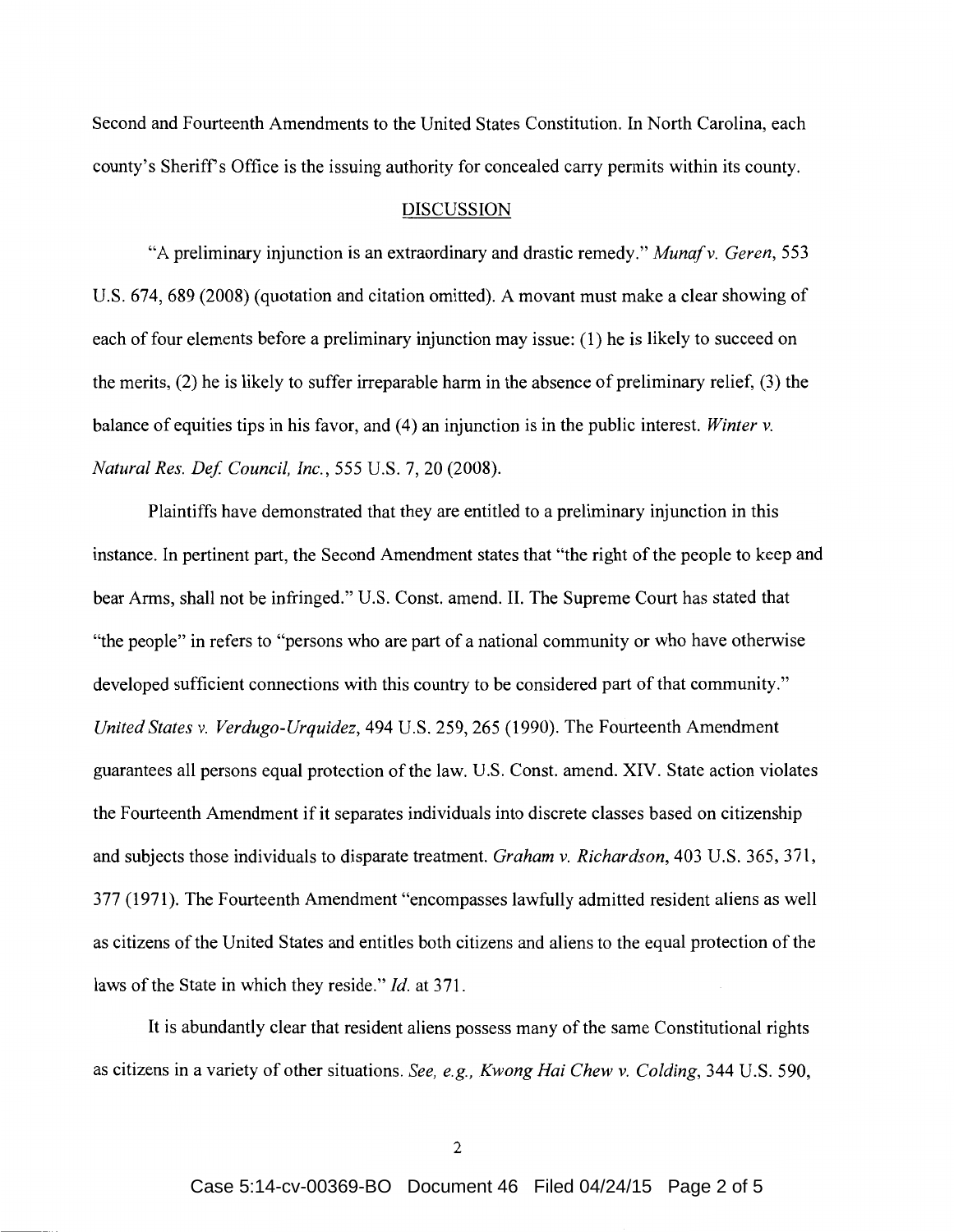Second and Fourteenth Amendments to the United States Constitution. In North Carolina, each county's Sheriff's Office is the issuing authority for concealed carry permits within its county.

## DISCUSSION

"A preliminary injunction is an extraordinary and drastic remedy." *Munaf v. Geren*, 553 U.S. 674, 689 (2008) (quotation and citation omitted). A movant must make a clear showing of each of four elements before a preliminary injunction may issue: (1) he is likely to succeed on the merits, (2) he is likely to suffer irreparable harm in the absence of preliminary relief, (3) the balance of equities tips in his favor, and (4) an injunction is in the public interest. *Winter v. Natural Res. Def. Council, Inc.*, 555 U.S. 7, 20 (2008).

Plaintiffs have demonstrated that they are entitled to a preliminary injunction in this instance. In pertinent part, the Second Amendment states that "the right of the people to keep and bear Arms, shall not be infringed." U.S. Const. amend. II. The Supreme Court has stated that "the people" in refers to "persons who are part of a national community or who have otherwise developed sufficient connections with this country to be considered part of that community." *United States v. Verdugo-Urquidez*, 494 U.S. 259, 265 (1990). The Fourteenth Amendment guarantees all persons equal protection of the law. U.S. Const. amend. XIV. State action violates the Fourteenth Amendment if it separates individuals into discrete classes based on citizenship and subjects those individuals to disparate treatment. *Graham v. Richardson*, 403 U.S. 365, 371, 377 (1971). The Fourteenth Amendment "encompasses lawfully admitted resident aliens as well as citizens of the United States and entitles both citizens and aliens to the equal protection of the laws of the State in which they reside." *Id.* at 371.

It is abundantly clear that resident aliens possess many of the same Constitutional rights as citizens in a variety of other situations. *See, e.g., Kwong Hai Chew v. Colding*, 344 U.S. 590,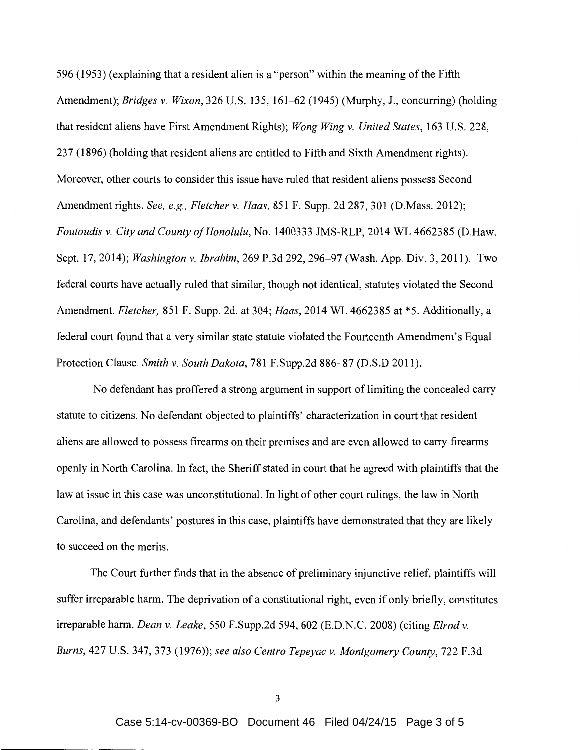596 (1953) (explaining that a resident alien is a "person" within the meaning of the Fifth Amendment); *Bridges v. Wixon*, 326 U.S. 135, 161–62 (1945) (Murphy, J., concurring) (holding that resident aliens have First Amendment Rights); *Wong Wing v. United States*, 163 U.S. 228, 237 (1896) (holding that resident aliens are entitled to Fifth and Sixth Amendment rights). Moreover, other courts to consider this issue have ruled that resident aliens possess Second Amendment rights. *See, e.g., Fletcher v. Haas*, 851 F. Supp. 2d 287, 301 (D.Mass. 2012); *Foutoudis v. City and County of Honolulu*, No. 1400333 JMS-RLP, 2014 WL 4662385 (D.Haw. Sept. 17, 2014); *Washington v. Ibrahim*, 269 P.3d 292, 296–97 (Wash. App. Div. 3, 2011). Two federal courts have actually ruled that similar, though not identical, statutes violated the Second Amendment. *Fletcher,* 851 F. Supp. 2d. at 304; *Haas*, 2014 WL 4662385 at *5. Additionally, a federal court found that a very similar state statute violated the Fourteenth Amendment's Equal Protection Clause. *Smith v. South Dakota*, 781 F.Supp.2d 886–87 (D.S.D 2011).

No defendant has proffered a strong argument in support of limiting the concealed carry statute to citizens. No defendant objected to plaintiffs' characterization in court that resident aliens are allowed to possess firearms on their premises and are even allowed to carry firearms openly in North Carolina. In fact, the Sheriff stated in court that he agreed with plaintiffs that the law at issue in this case was unconstitutional. In light of other court rulings, the law in North Carolina, and defendants' postures in this case, plaintiffs have demonstrated that they are likely to succeed on the merits.

The Court further finds that in the absence of preliminary injunctive relief, plaintiffs will suffer irreparable harm. The deprivation of a constitutional right, even if only briefly, constitutes irreparable harm. *Dean v. Leake*, 550 F.Supp.2d 594, 602 (E.D.N.C. 2008) (citing *Elrod v. Burns*, 427 U.S. 347, 373 (1976)); *see also Centro Tepeyac v. Montgomery County*, 722 F.3d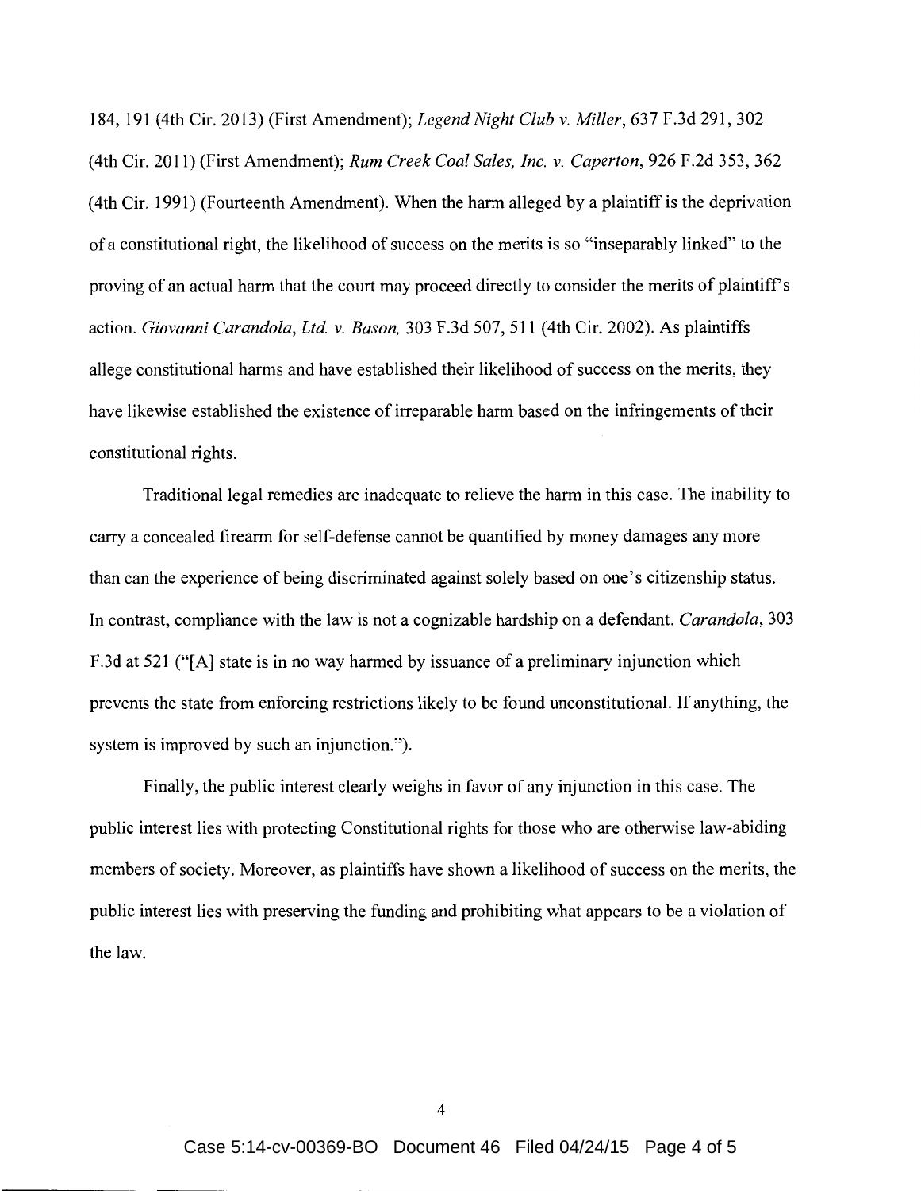184, 191 (4th Cir. 2013) (First Amendment); *Legend Night Club v. Miller*, 637 F.3d 291, 302 (4th Cir. 2011) (First Amendment); *Rum Creek Coal Sales, Inc. v. Caperton*, 926 F.2d 353, 362 (4th Cir. 1991) (Fourteenth Amendment). When the harm alleged by a plaintiff is the deprivation of a constitutional right, the likelihood of success on the merits is so "inseparably linked" to the proving of an actual harm that the court may proceed directly to consider the merits of plaintiff's action. *Giovanni Carandola, Ltd. v. Bason*, 303 F.3d 507, 511 (4th Cir. 2002). As plaintiffs allege constitutional harms and have established their likelihood of success on the merits, they have likewise established the existence of irreparable harm based on the infringements of their constitutional rights.

Traditional legal remedies are inadequate to relieve the harm in this case. The inability to carry a concealed firearm for self-defense cannot be quantified by money damages any more than can the experience of being discriminated against solely based on one's citizenship status. In contrast, compliance with the law is not a cognizable hardship on a defendant. *Carandola*, 303 F.3d at 521 ("[A] state is in no way harmed by issuance of a preliminary injunction which prevents the state from enforcing restrictions likely to be found unconstitutional. If anything, the system is improved by such an injunction.").

Finally, the public interest clearly weighs in favor of any injunction in this case. The public interest lies with protecting Constitutional rights for those who are otherwise law-abiding members of society. Moreover, as plaintiffs have shown a likelihood of success on the merits, the public interest lies with preserving the funding and prohibiting what appears to be a violation of the law.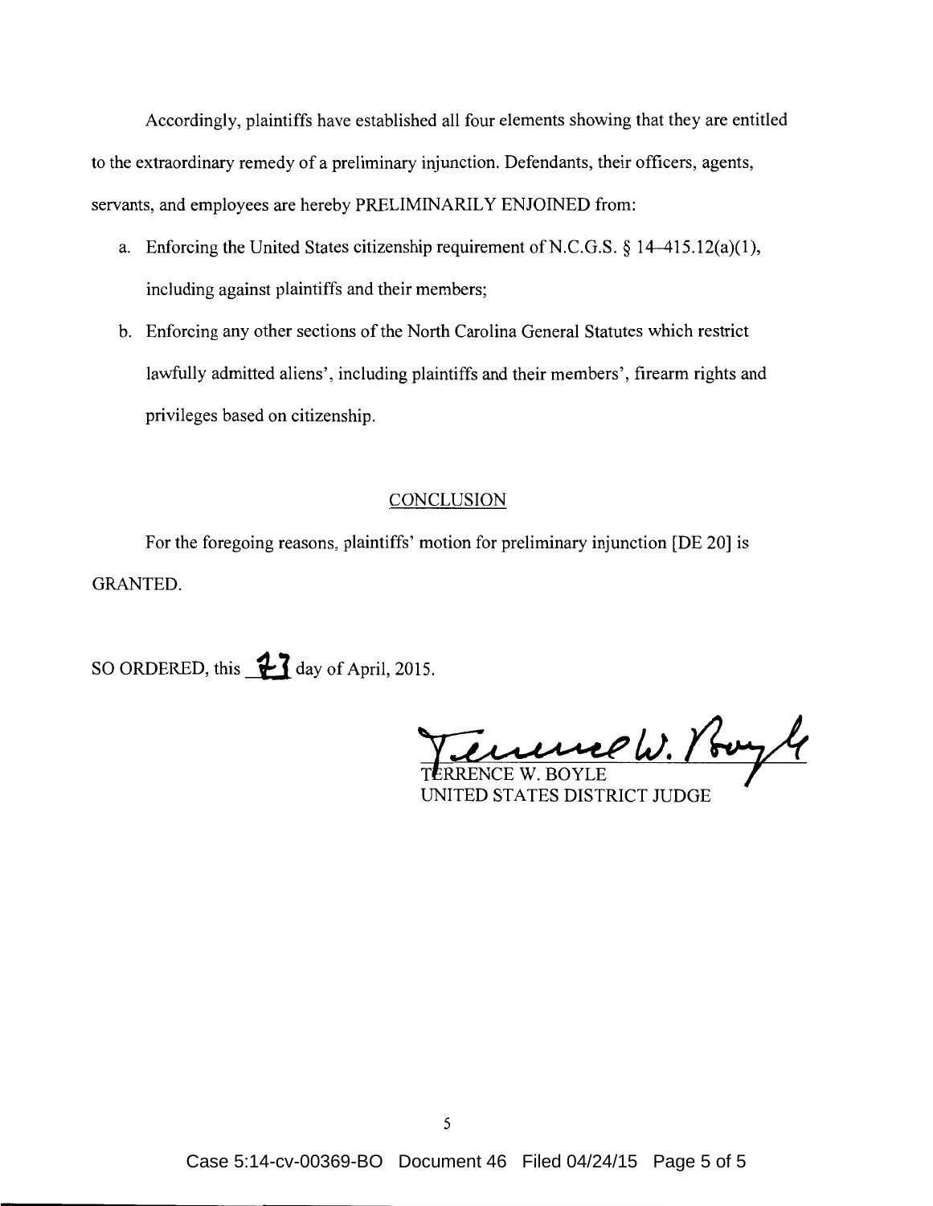Accordingly, plaintiffs have established all four elements showing that they are entitled to the extraordinary remedy of a preliminary injunction. Defendants, their officers, agents, servants, and employees are hereby PRELIMINARILY ENJOINED from:

a. Enforcing the United States citizenship requirement of N.C.G.S. § 14–415.12(a)(1), including against plaintiffs and their members;

b. Enforcing any other sections of the North Carolina General Statutes which restrict lawfully admitted aliens', including plaintiffs and their members', firearm rights and privileges based on citizenship.

## CONCLUSION

For the foregoing reasons, plaintiffs' motion for preliminary injunction [DE 20] is GRANTED.

SO ORDERED, this 23 day of April, 2015.

TERRENCE W. BOYLE
UNITED STATES DISTRICT JUDGE